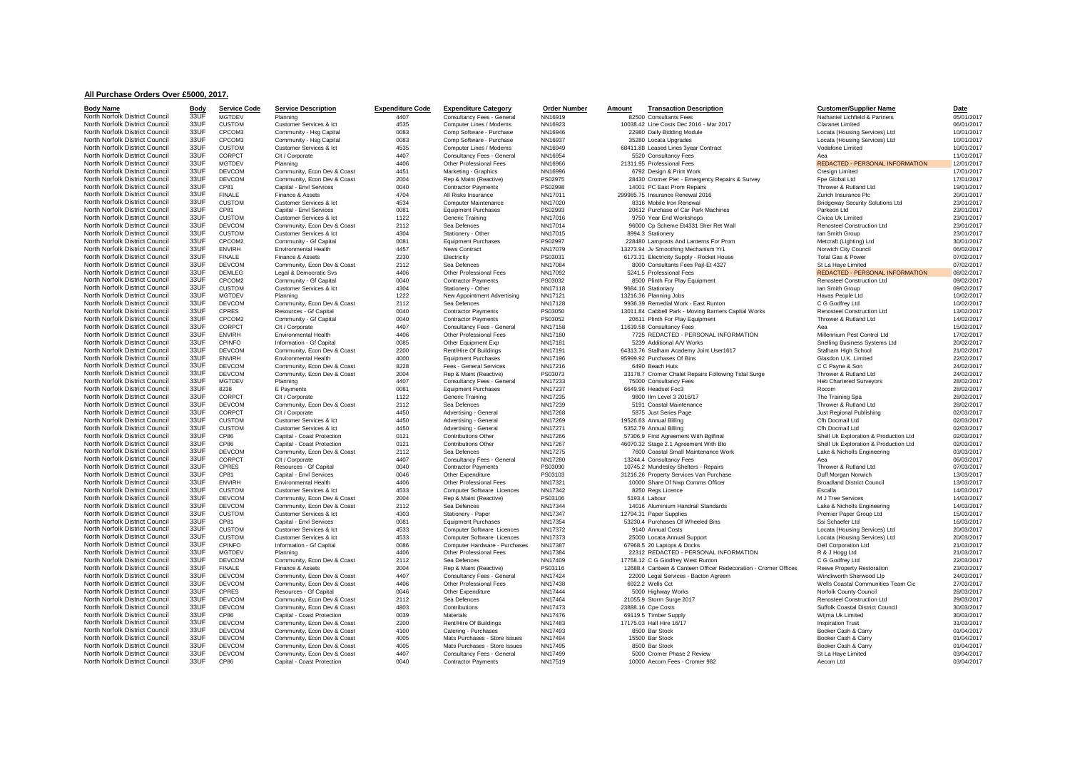## All Purchase Orders Over £5000, 2017.

| Body Name | Body | Service Code | Service Description | Expenditure Code | Expenditure Category | Order Number | Amount | Transaction Description | Customer/Supplier Name | Date |
|---|---|---|---|---|---|---|---|---|---|---|
| North Norfolk District Council | 33UF | MGTDEV | Planning | 4407 | Consultancy Fees - General | NN16919 | 82500 | Consultants Fees | Nathaniel Lichfield & Partners | 05/01/2017 |
| North Norfolk District Council | 33UF | CUSTOM | Customer Services & Ict | 4535 | Computer Lines / Modems | NN16923 | 10038.42 | Line Costs Dec 2016 - Mar 2017 | Claranet Limited | 06/01/2017 |
| North Norfolk District Council | 33UF | CPCOM3 | Community - Hsg Capital | 0083 | Comp Software - Purchase | NN16946 | 22980 | Daily Bidding Module | Locata (Housing Services) Ltd | 10/01/2017 |
| North Norfolk District Council | 33UF | CPCOM3 | Community - Hsg Capital | 0083 | Comp Software - Purchase | NN16937 | 35280 | Locata Upgrades | Locata (Housing Services) Ltd | 10/01/2017 |
| North Norfolk District Council | 33UF | CUSTOM | Customer Services & Ict | 4535 | Computer Lines / Modems | NN16949 | 68411.88 | Leased Lines 3year Contract | Vodafone Limited | 10/01/2017 |
| North Norfolk District Council | 33UF | CORPCT | Clt / Corporate | 4407 | Consultancy Fees - General | NN16954 | 5520 | Consultancy Fees | Aea | 11/01/2017 |
| North Norfolk District Council | 33UF | MGTDEV | Planning | 4406 | Other Professional Fees | NN16966 | 21311.95 | Professional Fees | REDACTED - PERSONAL INFORMATION | 12/01/2017 |
| North Norfolk District Council | 33UF | DEVCOM | Community, Econ Dev & Coast | 4451 | Marketing - Graphics | NN16996 | 6792 | Design & Print Work | Cresign Limited | 17/01/2017 |
| North Norfolk District Council | 33UF | DEVCOM | Community, Econ Dev & Coast | 2004 | Rep & Maint (Reactive) | PS02975 | 28430 | Cromer Pier - Emergency Repairs & Survey | Fpe Global Ltd | 17/01/2017 |
| North Norfolk District Council | 33UF | CP81 | Capital - Envl Services | 0040 | Contractor Payments | PS02998 | 14001 | PC East Prom Repairs | Thrower & Rutland Ltd | 19/01/2017 |
| North Norfolk District Council | 33UF | FINALE | Finance & Assets | 4704 | All Risks Insurance | NN17011 | 299985.75 | Insurance Renewal 2016 | Zurich Insurance Plc | 20/01/2017 |
| North Norfolk District Council | 33UF | CUSTOM | Customer Services & Ict | 4534 | Computer Maintenance | NN17020 | 8316 | Mobile Iron Renewal | Bridgeway Security Solutions Ltd | 23/01/2017 |
| North Norfolk District Council | 33UF | CP81 | Capital - Envl Services | 0081 | Equipment Purchases | PS02993 | 20612 | Purchase of Car Park Machines | Parkeon Ltd | 23/01/2017 |
| North Norfolk District Council | 33UF | CUSTOM | Customer Services & Ict | 1122 | Generic Training | NN17016 | 9750 | Year End Workshops | Civica Uk Limited | 23/01/2017 |
| North Norfolk District Council | 33UF | DEVCOM | Community, Econ Dev & Coast | 2112 | Sea Defences | NN17014 | 96000 | Cp Scheme Et4331 Sher Ret Wall | Renosteel Construction Ltd | 23/01/2017 |
| North Norfolk District Council | 33UF | CUSTOM | Customer Services & Ict | 4304 | Stationery - Other | NN17015 | 8994.3 | Stationery | Ian Smith Group | 23/01/2017 |
| North Norfolk District Council | 33UF | CPCOM2 | Community - Gf Capital | 0081 | Equipment Purchases | PS02997 | 228480 | Lamposts And Lanterns For Prom | Metcraft (Lighting) Ltd | 30/01/2017 |
| North Norfolk District Council | 33UF | ENVIRH | Environmental Health | 4457 | News Contract | NN17079 | 13273.94 | Jv Smoothing Mechanism Yr1 | Norwich City Council | 06/02/2017 |
| North Norfolk District Council | 33UF | FINALE | Finance & Assets | 2230 | Electricity | PS03031 | 6173.31 | Electricity Supply - Rocket House | Total Gas & Power | 07/02/2017 |
| North Norfolk District Council | 33UF | DEVCOM | Community, Econ Dev & Coast | 2112 | Sea Defences | NN17084 | 8000 | Consultants Fees Pajl-Et 4327 | St La Haye Limited | 07/02/2017 |
| North Norfolk District Council | 33UF | DEMLEG | Legal & Democratic Svs | 4406 | Other Professional Fees | NN17092 | 5241.5 | Professional Fees | REDACTED - PERSONAL INFORMATION | 08/02/2017 |
| North Norfolk District Council | 33UF | CPCOM2 | Community - Gf Capital | 0040 | Contractor Payments | PS03032 | 8500 | Plinth For Play Equipment | Renosteel Construction Ltd | 09/02/2017 |
| North Norfolk District Council | 33UF | CUSTOM | Customer Services & Ict | 4304 | Stationery - Other | NN17118 | 9684.16 | Stationary | Ian Smith Group | 09/02/2017 |
| North Norfolk District Council | 33UF | MGTDEV | Planning | 1222 | New Appointment Advertising | NN17121 | 13216.36 | Planning Jobs | Havas People Ltd | 10/02/2017 |
| North Norfolk District Council | 33UF | DEVCOM | Community, Econ Dev & Coast | 2112 | Sea Defences | NN17128 | 9936.39 | Remedial Work - East Runton | C G Godfrey Ltd | 10/02/2017 |
| North Norfolk District Council | 33UF | CPRES | Resources - Gf Capital | 0040 | Contractor Payments | PS03050 | 13011.84 | Cabbell Park - Moving Barriers Capital Works | Renosteel Construction Ltd | 13/02/2017 |
| North Norfolk District Council | 33UF | CPCOM2 | Community - Gf Capital | 0040 | Contractor Payments | PS03052 | 20611 | Plinth For Play Equipment | Thrower & Rutland Ltd | 14/02/2017 |
| North Norfolk District Council | 33UF | CORPCT | Clt / Corporate | 4407 | Consultancy Fees - General | NN17158 | 11639.58 | Consultancy Fees | Aea | 15/02/2017 |
| North Norfolk District Council | 33UF | ENVIRH | Environmental Health | 4406 | Other Professional Fees | NN17180 | 7725 | REDACTED - PERSONAL INFORMATION | Millennium Pest Control Ltd | 17/02/2017 |
| North Norfolk District Council | 33UF | CPINFO | Information - Gf Capital | 0085 | Other Equipment Exp | NN17181 | 5239 | Additional A/V Works | Snelling Business Systems Ltd | 20/02/2017 |
| North Norfolk District Council | 33UF | DEVCOM | Community, Econ Dev & Coast | 2200 | Rent/Hire Of Buildings | NN17191 | 64313.76 | Stalham Academy Joint User1617 | Stalham High School | 21/02/2017 |
| North Norfolk District Council | 33UF | ENVIRH | Environmental Health | 4000 | Equipment Purchases | NN17196 | 95999.92 | Purchases Of Bins | Glasdon U.K. Limited | 22/02/2017 |
| North Norfolk District Council | 33UF | DEVCOM | Community, Econ Dev & Coast | 8228 | Fees - General Services | NN17216 | 6490 | Beach Huts | C C Payne & Son | 24/02/2017 |
| North Norfolk District Council | 33UF | DEVCOM | Community, Econ Dev & Coast | 2004 | Rep & Maint (Reactive) | PS03073 | 33178.7 | Cromer Chalet Repairs Following Tidal Surge | Thrower & Rutland Ltd | 24/02/2017 |
| North Norfolk District Council | 33UF | MGTDEV | Planning | 4407 | Consultancy Fees - General | NN17233 | 75000 | Consultancy Fees | Heb Chartered Surveyors | 28/02/2017 |
| North Norfolk District Council | 33UF | 8238 | E Payments | 0081 | Equipment Purchases | NN17237 | 6649.96 | Headset Foc3 | Rocom | 28/02/2017 |
| North Norfolk District Council | 33UF | CORPCT | Clt / Corporate | 1122 | Generic Training | NN17235 | 9800 | Ilm Level 3 2016/17 | The Training Spa | 28/02/2017 |
| North Norfolk District Council | 33UF | DEVCOM | Community, Econ Dev & Coast | 2112 | Sea Defences | NN17239 | 5191 | Coastal Maintenance | Thrower & Rutland Ltd | 28/02/2017 |
| North Norfolk District Council | 33UF | CORPCT | Clt / Corporate | 4450 | Advertising - General | NN17268 | 5875 | Just Series Page | Just Regional Publishing | 02/03/2017 |
| North Norfolk District Council | 33UF | CUSTOM | Customer Services & Ict | 4450 | Advertising - General | NN17269 | 19526.63 | Annual Billing | Cfh Docmail Ltd | 02/03/2017 |
| North Norfolk District Council | 33UF | CUSTOM | Customer Services & Ict | 4450 | Advertising - General | NN17271 | 5352.79 | Annual Billing | Cfh Docmail Ltd | 02/03/2017 |
| North Norfolk District Council | 33UF | CP86 | Capital - Coast Protection | 0121 | Contributions Other | NN17266 | 57306.9 | First Agreement With Bgtfinal | Shell Uk Exploration & Production Ltd | 02/03/2017 |
| North Norfolk District Council | 33UF | CP86 | Capital - Coast Protection | 0121 | Contributions Other | NN17267 | 46070.32 | Stage 2.1 Agreement With Bto | Shell Uk Exploration & Production Ltd | 02/03/2017 |
| North Norfolk District Council | 33UF | DEVCOM | Community, Econ Dev & Coast | 2112 | Sea Defences | NN17275 | 7600 | Coastal Small Maintenance Work | Lake & Nicholls Engineering | 03/03/2017 |
| North Norfolk District Council | 33UF | CORPCT | Clt / Corporate | 4407 | Consultancy Fees - General | NN17280 | 13244.4 | Consultancy Fees | Aea | 06/03/2017 |
| North Norfolk District Council | 33UF | CPRES | Resources - Gf Capital | 0040 | Contractor Payments | PS03090 | 10745.2 | Mundesley Shelters - Repairs | Thrower & Rutland Ltd | 07/03/2017 |
| North Norfolk District Council | 33UF | CP81 | Capital - Envl Services | 0046 | Other Expenditure | PS03103 | 31216.26 | Property Services Van Purchase | Duff Morgan Norwich | 13/03/2017 |
| North Norfolk District Council | 33UF | ENVIRH | Environmental Health | 4406 | Other Professional Fees | NN17321 | 10000 | Share Of Nwp Comms Officer | Broadland District Council | 13/03/2017 |
| North Norfolk District Council | 33UF | CUSTOM | Customer Services & Ict | 4533 | Computer Software Licences | NN17342 | 8250 | Regs Licence | Escalla | 14/03/2017 |
| North Norfolk District Council | 33UF | DEVCOM | Community, Econ Dev & Coast | 2004 | Rep & Maint (Reactive) | PS03106 | 5193.4 | Labour | M J Tree Services | 14/03/2017 |
| North Norfolk District Council | 33UF | DEVCOM | Community, Econ Dev & Coast | 2112 | Sea Defences | NN17344 | 14016 | Aluminium Handrail Standards | Lake & Nicholls Engineering | 14/03/2017 |
| North Norfolk District Council | 33UF | CUSTOM | Customer Services & Ict | 4303 | Stationery - Paper | NN17347 | 12794.31 | Paper Supplies | Premier Paper Group Ltd | 15/03/2017 |
| North Norfolk District Council | 33UF | CP81 | Capital - Envl Services | 0081 | Equipment Purchases | NN17354 | 53230.4 | Purchases Of Wheeled Bins | Ssi Schaefer Ltd | 16/03/2017 |
| North Norfolk District Council | 33UF | CUSTOM | Customer Services & Ict | 4533 | Computer Software Licences | NN17372 | 9140 | Annual Costs | Locata (Housing Services) Ltd | 20/03/2017 |
| North Norfolk District Council | 33UF | CUSTOM | Customer Services & Ict | 4533 | Computer Software Licences | NN17373 | 25000 | Locata Annual Support | Locata (Housing Services) Ltd | 20/03/2017 |
| North Norfolk District Council | 33UF | CPINFO | Information - Gf Capital | 0086 | Computer Hardware - Purchases | NN17387 | 67968.5 | 20 Laptops & Docks | Dell Corporation Ltd | 21/03/2017 |
| North Norfolk District Council | 33UF | MGTDEV | Planning | 4406 | Other Professional Fees | NN17384 | 22312 | REDACTED - PERSONAL INFORMATION | R & J Hogg Ltd | 21/03/2017 |
| North Norfolk District Council | 33UF | DEVCOM | Community, Econ Dev & Coast | 2112 | Sea Defences | NN17409 | 17758.12 | C G Giodfrey West Runton | C G Godfrey Ltd | 22/03/2017 |
| North Norfolk District Council | 33UF | FINALE | Finance & Assets | 2004 | Rep & Maint (Reactive) | PS03116 | 12688.4 | Canteen & Canteen Officer Redecoration - Cromer Offices | Reeve Property Restoration | 23/03/2017 |
| North Norfolk District Council | 33UF | DEVCOM | Community, Econ Dev & Coast | 4407 | Consultancy Fees - General | NN17424 | 22000 | Legal Services - Bacton Agreem | Winckworth Sherwood Llp | 24/03/2017 |
| North Norfolk District Council | 33UF | DEVCOM | Community, Econ Dev & Coast | 4406 | Other Professional Fees | NN17438 | 6922.2 | Wells Cct | Wells Coastal Communities Team Cic | 27/03/2017 |
| North Norfolk District Council | 33UF | CPRES | Resources - Gf Capital | 0046 | Other Expenditure | NN17444 | 5000 | Highway Works | Norfolk County Council | 28/03/2017 |
| North Norfolk District Council | 33UF | DEVCOM | Community, Econ Dev & Coast | 2112 | Sea Defences | NN17464 | 21055.9 | Storm Surge 2017 | Renosteel Construction Ltd | 29/03/2017 |
| North Norfolk District Council | 33UF | DEVCOM | Community, Econ Dev & Coast | 4803 | Contributions | NN17473 | 23888.16 | Cpe Costs | Suffolk Coastal District Council | 30/03/2017 |
| North Norfolk District Council | 33UF | CP86 | Capital - Coast Protection | 0039 | Materials | NN17476 | 69119.5 | Timber Supply | Wijma Uk Limited | 30/03/2017 |
| North Norfolk District Council | 33UF | DEVCOM | Community, Econ Dev & Coast | 2200 | Rent/Hire Of Buildings | NN17483 | 17175.03 | Hall Hire 16/17 | Inspiration Trust | 31/03/2017 |
| North Norfolk District Council | 33UF | DEVCOM | Community, Econ Dev & Coast | 4100 | Catering - Purchases | NN17493 | 8500 | Bar Stock | Booker Cash & Carry | 01/04/2017 |
| North Norfolk District Council | 33UF | DEVCOM | Community, Econ Dev & Coast | 4005 | Mats Purchases - Store Issues | NN17494 | 15500 | Bar Stock | Booker Cash & Carry | 01/04/2017 |
| North Norfolk District Council | 33UF | DEVCOM | Community, Econ Dev & Coast | 4005 | Mats Purchases - Store Issues | NN17495 | 8500 | Bar Stock | Booker Cash & Carry | 01/04/2017 |
| North Norfolk District Council | 33UF | DEVCOM | Community, Econ Dev & Coast | 4407 | Consultancy Fees - General | NN17499 | 5000 | Cromer Phase 2 Review | St La Haye Limited | 03/04/2017 |
| North Norfolk District Council | 33UF | CP86 | Capital - Coast Protection | 0040 | Contractor Payments | NN17519 | 10000 | Aecom Fees - Cromer 982 | Aecom Ltd | 03/04/2017 |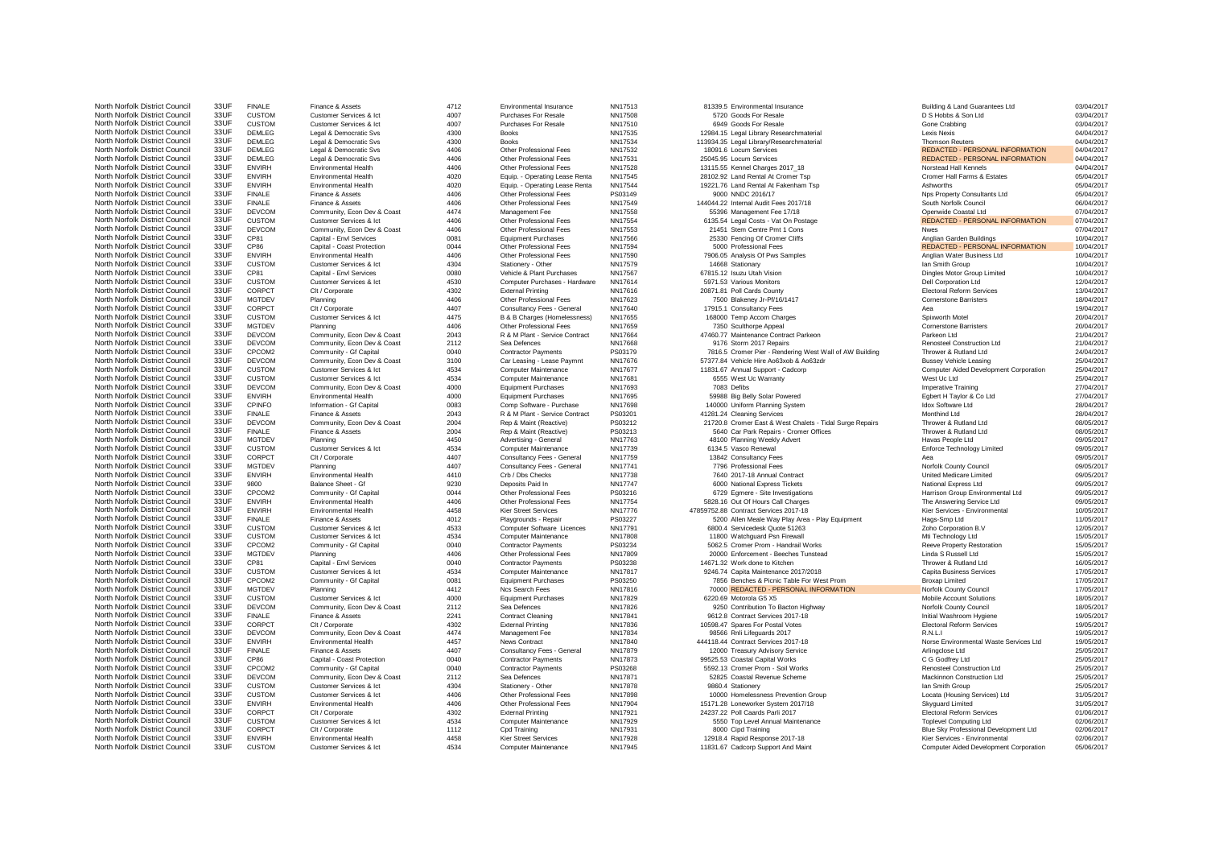| | | | | | | | | | | | |
|---|---|---|---|---|---|---|---|---|---|---|---|
| North Norfolk District Council | 33UF | FINALE | Finance & Assets | 4712 | Environmental Insurance | NN17513 | 81339.5 | Environmental Insurance | Building & Land Guarantees Ltd | 03/04/2017 |
| North Norfolk District Council | 33UF | CUSTOM | Customer Services & Ict | 4007 | Purchases For Resale | NN17508 | 5720 | Goods For Resale | D S Hobbs & Son Ltd | 03/04/2017 |
| North Norfolk District Council | 33UF | CUSTOM | Customer Services & Ict | 4007 | Purchases For Resale | NN17510 | 6949 | Goods For Resale | Gone Crabbing | 03/04/2017 |
| North Norfolk District Council | 33UF | DEMLEG | Legal & Democratic Svs | 4300 | Books | NN17535 | 12984.15 | Legal Library Researchmaterial | Lexis Nexis | 04/04/2017 |
| North Norfolk District Council | 33UF | DEMLEG | Legal & Democratic Svs | 4300 | Books | NN17534 | 113934.35 | Legal Library/Researchmaterial | Thomson Reuters | 04/04/2017 |
| North Norfolk District Council | 33UF | DEMLEG | Legal & Democratic Svs | 4406 | Other Professional Fees | NN17532 | 18091.6 | Locum Services | REDACTED - PERSONAL INFORMATION | 04/04/2017 |
| North Norfolk District Council | 33UF | DEMLEG | Legal & Democratic Svs | 4406 | Other Professional Fees | NN17531 | 25045.95 | Locum Services | REDACTED - PERSONAL INFORMATION | 04/04/2017 |
| North Norfolk District Council | 33UF | ENVIRH | Environmental Health | 4406 | Other Professional Fees | NN17528 | 13115.55 | Kennel Charges 2017_18 | Norstead Hall Kennels | 04/04/2017 |
| North Norfolk District Council | 33UF | ENVIRH | Environmental Health | 4020 | Equip. - Operating Lease Renta | NN17545 | 28102.92 | Land Rental At Cromer Tsp | Cromer Hall Farms & Estates | 05/04/2017 |
| North Norfolk District Council | 33UF | ENVIRH | Environmental Health | 4020 | Equip. - Operating Lease Renta | NN17544 | 19221.76 | Land Rental At Fakenham Tsp | Ashworths | 05/04/2017 |
| North Norfolk District Council | 33UF | FINALE | Finance & Assets | 4406 | Other Professional Fees | PS03149 | 9000 | NNDC 2016/17 | Nps Property Consultants Ltd | 05/04/2017 |
| North Norfolk District Council | 33UF | FINALE | Finance & Assets | 4406 | Other Professional Fees | NN17549 | 144044.22 | Internal Audit Fees 2017/18 | South Norfolk Council | 06/04/2017 |
| North Norfolk District Council | 33UF | DEVCOM | Community, Econ Dev & Coast | 4474 | Management Fee | NN17558 | 55396 | Management Fee 17/18 | Openwide Coastal Ltd | 07/04/2017 |
| North Norfolk District Council | 33UF | CUSTOM | Customer Services & Ict | 4406 | Other Professional Fees | NN17554 | 6135.54 | Legal Costs - Vat On Postage | REDACTED - PERSONAL INFORMATION | 07/04/2017 |
| North Norfolk District Council | 33UF | DEVCOM | Community, Econ Dev & Coast | 4406 | Other Professional Fees | NN17553 | 21451 | Stem Centre Pmt 1 Cons | Nwes | 07/04/2017 |
| North Norfolk District Council | 33UF | CP81 | Capital - Envl Services | 0081 | Equipment Purchases | NN17566 | 25330 | Fencing Of Cromer Cliffs | Anglian Garden Buildings | 10/04/2017 |
| North Norfolk District Council | 33UF | CP86 | Capital - Coast Protection | 0044 | Other Professional Fees | NN17594 | 5000 | Professional Fees | REDACTED - PERSONAL INFORMATION | 10/04/2017 |
| North Norfolk District Council | 33UF | ENVIRH | Environmental Health | 4406 | Other Professional Fees | NN17590 | 7906.05 | Analysis Of Pws Samples | Anglian Water Business Ltd | 10/04/2017 |
| North Norfolk District Council | 33UF | CUSTOM | Customer Services & Ict | 4304 | Stationery - Other | NN17579 | 14668 | Stationary | Ian Smith Group | 10/04/2017 |
| North Norfolk District Council | 33UF | CP81 | Capital - Envl Services | 0080 | Vehicle & Plant Purchases | NN17567 | 67815.12 | Isuzu Utah Vision | Dingles Motor Group Limited | 10/04/2017 |
| North Norfolk District Council | 33UF | CUSTOM | Customer Services & Ict | 4530 | Computer Purchases - Hardware | NN17614 | 5971.53 | Various Monitors | Dell Corporation Ltd | 12/04/2017 |
| North Norfolk District Council | 33UF | CORPCT | Clt / Corporate | 4302 | External Printing | NN17616 | 20871.81 | Poll Cards County | Electoral Reform Services | 13/04/2017 |
| North Norfolk District Council | 33UF | MGTDEV | Planning | 4406 | Other Professional Fees | NN17623 | 7500 | Blakeney Jr-Pf/16/1417 | Cornerstone Barristers | 18/04/2017 |
| North Norfolk District Council | 33UF | CORPCT | Clt / Corporate | 4407 | Consultancy Fees - General | NN17640 | 17915.1 | Consultancy Fees | Aea | 19/04/2017 |
| North Norfolk District Council | 33UF | CUSTOM | Customer Services & Ict | 4475 | B & B Charges (Homelessness) | NN17655 | 168000 | Temp Accom Charges | Spixworth Motel | 20/04/2017 |
| North Norfolk District Council | 33UF | MGTDEV | Planning | 4406 | Other Professional Fees | NN17659 | 7350 | Sculthorpe Appeal | Cornerstone Barristers | 20/04/2017 |
| North Norfolk District Council | 33UF | DEVCOM | Community, Econ Dev & Coast | 2043 | R & M Plant - Service Contract | NN17664 | 47460.77 | Maintenance Contract Parkeon | Parkeon Ltd | 21/04/2017 |
| North Norfolk District Council | 33UF | DEVCOM | Community, Econ Dev & Coast | 2112 | Sea Defences | NN17668 | 9176 | Storm 2017 Repairs | Renosteel Construction Ltd | 21/04/2017 |
| North Norfolk District Council | 33UF | CPCOM2 | Community - Gf Capital | 0040 | Contractor Payments | PS03179 | 7816.5 | Cromer Pier - Rendering West Wall of AW Building | Thrower & Rutland Ltd | 24/04/2017 |
| North Norfolk District Council | 33UF | DEVCOM | Community, Econ Dev & Coast | 3100 | Car Leasing - Lease Paymnt | NN17676 | 57377.84 | Vehicle Hire Ao63xob & Ao63zdr | Bussey Vehicle Leasing | 25/04/2017 |
| North Norfolk District Council | 33UF | CUSTOM | Customer Services & Ict | 4534 | Computer Maintenance | NN17677 | 11831.67 | Annual Support - Cadcorp | Computer Aided Development Corporation | 25/04/2017 |
| North Norfolk District Council | 33UF | CUSTOM | Customer Services & Ict | 4534 | Customer Maintenance | NN17681 | 6555 | West Uc Warranty | West Uc Ltd | 25/04/2017 |
| North Norfolk District Council | 33UF | DEVCOM | Community, Econ Dev & Coast | 4000 | Equipment Purchases | NN17693 | 7083 | Defibs | Imperative Training | 27/04/2017 |
| North Norfolk District Council | 33UF | ENVIRH | Environmental Health | 4000 | Equipment Purchases | NN17695 | 59988 | Big Belly Solar Powered | Egbert H Taylor & Co Ltd | 27/04/2017 |
| North Norfolk District Council | 33UF | CPINFO | Information - Gf Capital | 0083 | Comp Software - Purchase | NN17698 | 140000 | Uniform Planning System | Idox Software Ltd | 28/04/2017 |
| North Norfolk District Council | 33UF | FINALE | Finance & Assets | 2043 | R & M Plant - Service Contract | PS03201 | 41281.24 | Cleaning Services | Monthind Ltd | 28/04/2017 |
| North Norfolk District Council | 33UF | DEVCOM | Community, Econ Dev & Coast | 2004 | Rep & Maint (Reactive) | PS03212 | 21720.8 | Cromer East & West Chalets - Tidal Surge Repairs | Thrower & Rutland Ltd | 08/05/2017 |
| North Norfolk District Council | 33UF | FINALE | Finance & Assets | 2004 | Rep & Maint (Reactive) | PS03213 | 5640 | Car Park Repairs - Cromer Offices | Thrower & Rutland Ltd | 08/05/2017 |
| North Norfolk District Council | 33UF | MGTDEV | Planning | 4450 | Advertising - General | NN17763 | 48100 | Planning Weekly Advert | Havas People Ltd | 09/05/2017 |
| North Norfolk District Council | 33UF | CUSTOM | Customer Services & Ict | 4534 | Computer Maintenance | NN17739 | 6134.5 | Vasco Renewal | Enforce Technology Limited | 09/05/2017 |
| North Norfolk District Council | 33UF | CORPCT | Clt / Corporate | 4407 | Consultancy Fees - General | NN17759 | 13842 | Consultancy Fees | Aea | 09/05/2017 |
| North Norfolk District Council | 33UF | MGTDEV | Planning | 4407 | Consultancy Fees - General | NN17741 | 7796 | Professional Fees | Norfolk County Council | 09/05/2017 |
| North Norfolk District Council | 33UF | ENVIRH | Environmental Health | 4410 | Crb / Dbs Checks | NN17738 | 7640 | 2017-18 Annual Contract | United Medicare Limited | 09/05/2017 |
| North Norfolk District Council | 33UF | 9800 | Balance Sheet - Gf | 9230 | Deposits Paid In | NN17747 | 6000 | National Express Tickets | National Express Ltd | 09/05/2017 |
| North Norfolk District Council | 33UF | CPCOM2 | Community - Gf Capital | 0044 | Other Professional Fees | PS03216 | 6729 | Egmere - Site Investigations | Harrison Group Environmental Ltd | 09/05/2017 |
| North Norfolk District Council | 33UF | ENVIRH | Environmental Health | 4406 | Other Professional Fees | NN17754 | 5828.16 | Out Of Hours Call Charges | The Answering Service Ltd | 09/05/2017 |
| North Norfolk District Council | 33UF | ENVIRH | Environmental Health | 4458 | Kier Street Services | NN17776 | 47859752.88 | Contract Services 2017-18 | Kier Services - Environmental | 10/05/2017 |
| North Norfolk District Council | 33UF | FINALE | Finance & Assets | 4012 | Playgrounds - Repair | PS03227 | 5200 | Allen Meale Way Play Area - Play Equipment | Hags-Smp Ltd | 11/05/2017 |
| North Norfolk District Council | 33UF | CUSTOM | Customer Services & Ict | 4533 | Computer Software Licences | NN17791 | 6800.4 | Servicedesk Quote 51263 | Zoho Corporation B.V | 12/05/2017 |
| North Norfolk District Council | 33UF | CUSTOM | Customer Services & Ict | 4534 | Computer Maintenance | NN17808 | 11800 | Watchguard Psn Firewall | Mti Technology Ltd | 15/05/2017 |
| North Norfolk District Council | 33UF | CPCOM2 | Community - Gf Capital | 0040 | Contractor Payments | PS03234 | 5062.5 | Cromer Prom - Handrail Works | Reeve Property Restoration | 15/05/2017 |
| North Norfolk District Council | 33UF | MGTDEV | Planning | 4406 | Other Professional Fees | NN17809 | 20000 | Enforcement - Beeches Tunstead | Linda S Russell Ltd | 15/05/2017 |
| North Norfolk District Council | 33UF | CP81 | Capital - Envl Services | 0040 | Contractor Payments | PS03238 | 14671.32 | Work done to Kitchen | Thrower & Rutland Ltd | 16/05/2017 |
| North Norfolk District Council | 33UF | CUSTOM | Customer Services & Ict | 4534 | Computer Maintenance | NN17817 | 9246.74 | Capita Maintenance 2017/2018 | Capita Business Services | 17/05/2017 |
| North Norfolk District Council | 33UF | CPCOM2 | Community - Gf Capital | 0081 | Equipment Purchases | PS03250 | 7856 | Benches & Picnic Table For West Prom | Broxap Limited | 17/05/2017 |
| North Norfolk District Council | 33UF | MGTDEV | Planning | 4412 | Ncs Search Fees | NN17816 | 70000 | REDACTED - PERSONAL INFORMATION | Norfolk County Council | 17/05/2017 |
| North Norfolk District Council | 33UF | CUSTOM | Customer Services & Ict | 4000 | Equipment Purchases | NN17829 | 6220.69 | Motorola G5 X5 | Mobile Account Solutions | 18/05/2017 |
| North Norfolk District Council | 33UF | DEVCOM | Community, Econ Dev & Coast | 2112 | Sea Defences | NN17826 | 9250 | Contribution To Bacton Highway | Norfolk County Council | 18/05/2017 |
| North Norfolk District Council | 33UF | FINALE | Finance & Assets | 2241 | Contract Cleaning | NN17841 | 9612.8 | Contract Services 2017-18 | Initial Washroom Hygiene | 19/05/2017 |
| North Norfolk District Council | 33UF | CORPCT | Clt / Corporate | 4302 | External Printing | NN17836 | 10598.47 | Spares For Postal Votes | Electoral Reform Services | 19/05/2017 |
| North Norfolk District Council | 33UF | DEVCOM | Community, Econ Dev & Coast | 4474 | Management Fee | NN17834 | 98566 | Rnli Lifeguards 2017 | R.N.L.I | 19/05/2017 |
| North Norfolk District Council | 33UF | ENVIRH | Environmental Health | 4457 | News Contract | NN17840 | 444118.44 | Contract Services 2017-18 | Norse Environmental Waste Services Ltd | 19/05/2017 |
| North Norfolk District Council | 33UF | FINALE | Finance & Assets | 4407 | Consultancy Fees - General | NN17879 | 12000 | Treasury Advisory Service | Arlingclose Ltd | 25/05/2017 |
| North Norfolk District Council | 33UF | CP86 | Capital - Coast Protection | 0040 | Contractor Payments | NN17873 | 99525.53 | Coastal Capital Works | C G Godfrey Ltd | 25/05/2017 |
| North Norfolk District Council | 33UF | CPCOM2 | Community - Gf Capital | 0040 | Contractor Payments | PS03268 | 5592.13 | Cromer Prom - Soil Works | Renosteel Construction Ltd | 25/05/2017 |
| North Norfolk District Council | 33UF | DEVCOM | Community, Econ Dev & Coast | 2112 | Sea Defences | NN17871 | 52825 | Coastal Revenue Scheme | Mackinnon Construction Ltd | 25/05/2017 |
| North Norfolk District Council | 33UF | CUSTOM | Customer Services & Ict | 4304 | Stationery - Other | NN17878 | 9860.4 | Stationery | Ian Smith Group | 25/05/2017 |
| North Norfolk District Council | 33UF | CUSTOM | Customer Services & Ict | 4406 | Other Professional Fees | NN17898 | 10000 | Homelessness Prevention Group | Locata (Housing Services) Ltd | 31/05/2017 |
| North Norfolk District Council | 33UF | ENVIRH | Environmental Health | 4406 | Other Professional Fees | NN17904 | 15171.28 | Loneworker System 2017/18 | Skyguard Limited | 31/05/2017 |
| North Norfolk District Council | 33UF | CORPCT | Clt / Corporate | 4302 | External Printing | NN17921 | 24237.22 | Poll Caards Parli 2017 | Electoral Reform Services | 01/06/2017 |
| North Norfolk District Council | 33UF | CUSTOM | Customer Services & Ict | 4534 | Computer Maintenance | NN17929 | 5550 | Top Level Annual Maintenance | Toplevel Computing Ltd | 02/06/2017 |
| North Norfolk District Council | 33UF | CORPCT | Clt / Corporate | 1112 | Cpd Training | NN17931 | 8000 | Cpd Training | Blue Sky Professional Development Ltd | 02/06/2017 |
| North Norfolk District Council | 33UF | ENVIRH | Environmental Health | 4458 | Kier Street Services | NN17928 | 12918.4 | Rapid Response 2017-18 | Kier Services - Environmental | 02/06/2017 |
| North Norfolk District Council | 33UF | CUSTOM | Customer Services & Ict | 4534 | Computer Maintenance | NN17945 | 11831.67 | Cadcorp Support And Maint | Computer Aided Development Corporation | 05/06/2017 |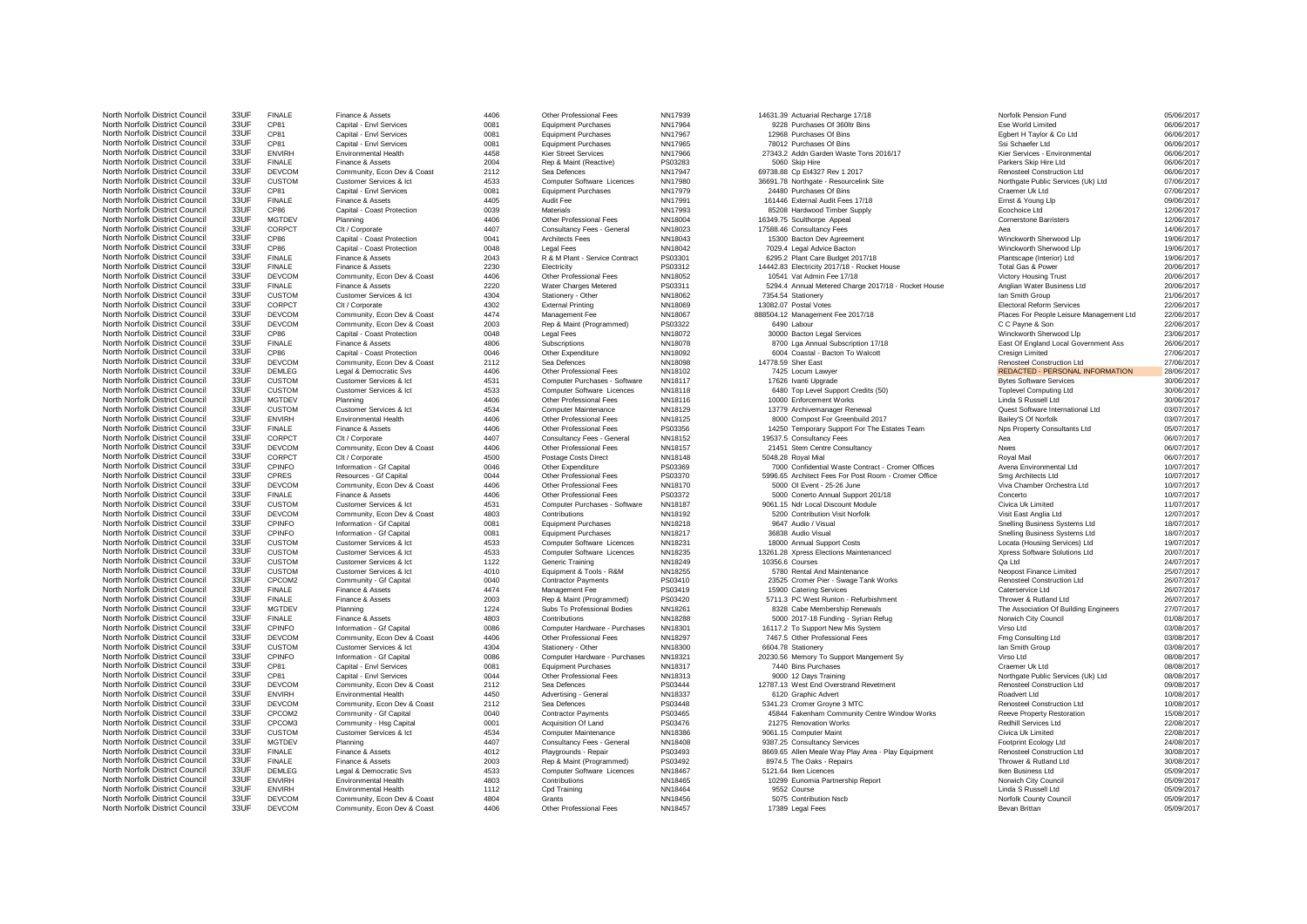| | | | | | | | | | | |
|---|---|---|---|---|---|---|---|---|---|---|
| North Norfolk District Council | 33UF | FINALE | Finance & Assets | 4406 | Other Professional Fees | NN17939 | 14631.39 | Actuarial Recharge 17/18 | Norfolk Pension Fund | 05/06/2017 |
| North Norfolk District Council | 33UF | CP81 | Capital - Envl Services | 0081 | Equipment Purchases | NN17964 | 9228 | Purchases Of 360ltr Bins | Ese World Limited | 06/06/2017 |
| North Norfolk District Council | 33UF | CP81 | Capital - Envl Services | 0081 | Equipment Purchases | NN17967 | 12968 | Purchases Of Bins | Egbert H Taylor & Co Ltd | 06/06/2017 |
| North Norfolk District Council | 33UF | CP81 | Capital - Envl Services | 0081 | Equipment Purchases | NN17965 | 78012 | Purchases Of Bins | Ssi Schaefer Ltd | 06/06/2017 |
| North Norfolk District Council | 33UF | ENVIRH | Environmental Health | 4458 | Kier Street Services | NN17966 | 27343.2 | Addn Garden Waste Tons 2016/17 | Kier Services - Environmental | 06/06/2017 |
| North Norfolk District Council | 33UF | FINALE | Finance & Assets | 2004 | Rep & Maint (Reactive) | PS03283 | 5060 | Skip Hire | Parkers Skip Hire Ltd | 06/06/2017 |
| North Norfolk District Council | 33UF | DEVCOM | Community, Econ Dev & Coast | 2112 | Sea Defences | NN17947 | 69738.88 | Cp Et4327 Rev 1 2017 | Renosteel Construction Ltd | 06/06/2017 |
| North Norfolk District Council | 33UF | CUSTOM | Customer Services & Ict | 4533 | Computer Software Licences | NN17980 | 36691.78 | Northgate - Resourcelink Site | Northgate Public Services (Uk) Ltd | 07/06/2017 |
| North Norfolk District Council | 33UF | CP81 | Capital - Envl Services | 0081 | Equipment Purchases | NN17979 | 24480 | Purchases Of Bins | Craemer Uk Ltd | 07/06/2017 |
| North Norfolk District Council | 33UF | FINALE | Finance & Assets | 4405 | Audit Fee | NN17991 | 161446 | External Audit Fees 17/18 | Ernst & Young Llp | 09/06/2017 |
| North Norfolk District Council | 33UF | CP86 | Capital - Coast Protection | 0039 | Materials | NN17993 | 85208 | Hardwood Timber Supply | Ecochoice Ltd | 12/06/2017 |
| North Norfolk District Council | 33UF | MGTDEV | Planning | 4406 | Other Professional Fees | NN18004 | 16349.75 | Sculthorpe Appeal | Cornerstone Barristers | 12/06/2017 |
| North Norfolk District Council | 33UF | CORPCT | Clt / Corporate | 4407 | Consultancy Fees - General | NN18023 | 17588.46 | Consultancy Fees | Aea | 14/06/2017 |
| North Norfolk District Council | 33UF | CP86 | Capital - Coast Protection | 0041 | Architects Fees | NN18043 | 15300 | Bacton Dev Agreement | Winckworth Sherwood Llp | 19/06/2017 |
| North Norfolk District Council | 33UF | CP86 | Capital - Coast Protection | 0048 | Legal Fees | NN18042 | 7029.4 | Legal Advice Bacton | Winckworth Sherwood Llp | 19/06/2017 |
| North Norfolk District Council | 33UF | FINALE | Finance & Assets | 2043 | R & M Plant - Service Contract | PS03301 | 6295.2 | Plant Care Budget 2017/18 | Plantscape (Interior) Ltd | 19/06/2017 |
| North Norfolk District Council | 33UF | FINALE | Finance & Assets | 2230 | Electricity | PS03312 | 14442.83 | Electricity 2017/18 - Rocket House | Total Gas & Power | 20/06/2017 |
| North Norfolk District Council | 33UF | DEVCOM | Community, Econ Dev & Coast | 4406 | Other Professional Fees | NN18052 | 10541 | Vat Admin Fee 17/18 | Victory Housing Trust | 20/06/2017 |
| North Norfolk District Council | 33UF | FINALE | Finance & Assets | 2220 | Water Charges Metered | PS03311 | 5294.4 | Annual Metered Charge 2017/18 - Rocket House | Anglian Water Business Ltd | 20/06/2017 |
| North Norfolk District Council | 33UF | CUSTOM | Customer Services & Ict | 4304 | Stationery - Other | NN18062 | 7354.54 | Stationery | Ian Smith Group | 21/06/2017 |
| North Norfolk District Council | 33UF | CORPCT | Clt / Corporate | 4302 | External Printing | NN18069 | 13082.07 | Postal Votes | Electoral Reform Services | 22/06/2017 |
| North Norfolk District Council | 33UF | DEVCOM | Community, Econ Dev & Coast | 4474 | Management Fee | NN18067 | 888504.12 | Management Fee 2017/18 | Places For People Leisure Management Ltd | 22/06/2017 |
| North Norfolk District Council | 33UF | DEVCOM | Community, Econ Dev & Coast | 2003 | Rep & Maint (Programmed) | PS03322 | 6490 | Labour | C C Payne & Son | 22/06/2017 |
| North Norfolk District Council | 33UF | CP86 | Capital - Coast Protection | 0048 | Legal Fees | NN18072 | 30000 | Bacton Legal Services | Winckworth Sherwood Llp | 23/06/2017 |
| North Norfolk District Council | 33UF | FINALE | Finance & Assets | 4806 | Subscriptions | NN18078 | 8700 | Lga Annual Subscription 17/18 | East Of England Local Government Ass | 26/06/2017 |
| North Norfolk District Council | 33UF | CP86 | Capital - Coast Protection | 0046 | Other Expenditure | NN18092 | 6004 | Coastal - Bacton To Walcott | Cresign Limited | 27/06/2017 |
| North Norfolk District Council | 33UF | DEVCOM | Community, Econ Dev & Coast | 2112 | Sea Defences | NN18098 | 14778.59 | Sher East | Renosteel Construction Ltd | 27/06/2017 |
| North Norfolk District Council | 33UF | DEMLEG | Legal & Democratic Svs | 4406 | Other Professional Fees | NN18102 | 7425 | Locum Lawyer | REDACTED - PERSONAL INFORMATION | 28/06/2017 |
| North Norfolk District Council | 33UF | CUSTOM | Customer Services & Ict | 4531 | Computer Purchases - Software | NN18117 | 17626 | Ivanti Upgrade | Bytes Software Services | 30/06/2017 |
| North Norfolk District Council | 33UF | CUSTOM | Customer Services & Ict | 4533 | Computer Software Licences | NN18118 | 6480 | Top Level Support Credits (50) | Toplevel Computing Ltd | 30/06/2017 |
| North Norfolk District Council | 33UF | MGTDEV | Planning | 4406 | Other Professional Fees | NN18116 | 10000 | Enforcement Works | Linda S Russell Ltd | 30/06/2017 |
| North Norfolk District Council | 33UF | CUSTOM | Customer Services & Ict | 4534 | Computer Maintenance | NN18129 | 13779 | Archivemanager Renewal | Quest Software International Ltd | 03/07/2017 |
| North Norfolk District Council | 33UF | ENVIRH | Environmental Health | 4406 | Other Professional Fees | NN18125 | 8000 | Compost For Greenbuild 2017 | Bailey'S Of Norfolk | 03/07/2017 |
| North Norfolk District Council | 33UF | FINALE | Finance & Assets | 4406 | Other Professional Fees | PS03356 | 14250 | Temporary Support For The Estates Team | Nps Property Consultants Ltd | 05/07/2017 |
| North Norfolk District Council | 33UF | CORPCT | Clt / Corporate | 4407 | Consultancy Fees - General | NN18152 | 19537.5 | Consultancy Fees | Aea | 06/07/2017 |
| North Norfolk District Council | 33UF | DEVCOM | Community, Econ Dev & Coast | 4406 | Other Professional Fees | NN18157 | 21451 | Stem Centre Consultancy | Nwes | 06/07/2017 |
| North Norfolk District Council | 33UF | CORPCT | Clt / Corporate | 4500 | Postage Costs Direct | NN18148 | 5048.28 | Royal Mail | Royal Mail | 06/07/2017 |
| North Norfolk District Council | 33UF | CPINFO | Information - Gf Capital | 0046 | Other Expenditure | PS03369 | 7000 | Confidential Waste Contract - Cromer Offices | Avena Environmental Ltd | 10/07/2017 |
| North Norfolk District Council | 33UF | CPRES | Resources - Gf Capital | 0044 | Other Professional Fees | PS03370 | 5996.65 | Architect Fees For Post Room - Cromer Office | Smg Architects Ltd | 10/07/2017 |
| North Norfolk District Council | 33UF | DEVCOM | Community, Econ Dev & Coast | 4406 | Other Professional Fees | NN18170 | 5000 | Ol Event - 25-26 June | Viva Chamber Orchestra Ltd | 10/07/2017 |
| North Norfolk District Council | 33UF | FINALE | Finance & Assets | 4406 | Other Professional Fees | PS03372 | 5000 | Conerto Annual Support 201/18 | Concerto | 10/07/2017 |
| North Norfolk District Council | 33UF | CUSTOM | Customer Services & Ict | 4531 | Computer Purchases - Software | NN18187 | 9061.15 | Ndr Local Discount Module | Civica Uk Limited | 11/07/2017 |
| North Norfolk District Council | 33UF | DEVCOM | Community, Econ Dev & Coast | 4803 | Contributions | NN18192 | 5200 | Contribution Visit Norfolk | Visit East Anglia Ltd | 12/07/2017 |
| North Norfolk District Council | 33UF | CPINFO | Information - Gf Capital | 0081 | Equipment Purchases | NN18218 | 9647 | Audio / Visual | Snelling Business Systems Ltd | 18/07/2017 |
| North Norfolk District Council | 33UF | CPINFO | Information - Gf Capital | 0081 | Equipment Purchases | NN18217 | 36838 | Audio Visual | Snelling Business Systems Ltd | 18/07/2017 |
| North Norfolk District Council | 33UF | CUSTOM | Customer Services & Ict | 4533 | Computer Software Licences | NN18231 | 18000 | Annual Support Costs | Locata (Housing Services) Ltd | 19/07/2017 |
| North Norfolk District Council | 33UF | CUSTOM | Customer Services & Ict | 4533 | Computer Software Licences | NN18235 | 13261.28 | Xpress Elections Maintenancecl | Xpress Software Solutions Ltd | 20/07/2017 |
| North Norfolk District Council | 33UF | CUSTOM | Customer Services & Ict | 1122 | Generic Training | NN18249 | 10356.6 | Courses | Qa Ltd | 24/07/2017 |
| North Norfolk District Council | 33UF | CUSTOM | Customer Services & Ict | 4010 | Equipment & Tools - R&M | NN18255 | 5780 | Rental And Maintenance | Neopost Finance Limited | 25/07/2017 |
| North Norfolk District Council | 33UF | CPCOM2 | Community - Gf Capital | 0040 | Contractor Payments | PS03410 | 23525 | Cromer Pier - Swage Tank Works | Renosteel Construction Ltd | 26/07/2017 |
| North Norfolk District Council | 33UF | FINALE | Finance & Assets | 4474 | Management Fee | PS03419 | 15900 | Catering Services | Caterservice Ltd | 26/07/2017 |
| North Norfolk District Council | 33UF | FINALE | Finance & Assets | 2003 | Rep & Maint (Programmed) | PS03420 | 5711.3 | PC West Runton - Refurbishment | Thrower & Rutland Ltd | 26/07/2017 |
| North Norfolk District Council | 33UF | MGTDEV | Planning | 1224 | Subs To Professional Bodies | NN18261 | 8328 | Cabe Membership Renewals | The Association Of Building Engineers | 27/07/2017 |
| North Norfolk District Council | 33UF | FINALE | Finance & Assets | 4803 | Contributions | NN18288 | 5000 | 2017-18 Funding - Syrian Refug | Norwich City Council | 01/08/2017 |
| North Norfolk District Council | 33UF | CPINFO | Information - Gf Capital | 0086 | Computer Hardware - Purchases | NN18301 | 16117.2 | To Support New Mis System | Virso Ltd | 03/08/2017 |
| North Norfolk District Council | 33UF | DEVCOM | Community, Econ Dev & Coast | 4406 | Other Professional Fees | NN18297 | 7467.5 | Other Professional Fees | Fmg Consulting Ltd | 03/08/2017 |
| North Norfolk District Council | 33UF | CUSTOM | Customer Services & Ict | 4304 | Stationery - Other | NN18300 | 6604.78 | Stationery | Ian Smith Group | 03/08/2017 |
| North Norfolk District Council | 33UF | CPINFO | Information - Gf Capital | 0086 | Computer Hardware - Purchases | NN18321 | 20230.56 | Memory To Support Mangement Sy | Virso Ltd | 08/08/2017 |
| North Norfolk District Council | 33UF | CP81 | Capital - Envl Services | 0081 | Equipment Purchases | NN18317 | 7440 | Bins Purchases | Craemer Uk Ltd | 08/08/2017 |
| North Norfolk District Council | 33UF | CP81 | Capital - Envl Services | 0044 | Other Professional Fees | NN18313 | 9000 | 12 Days Training | Northgate Public Services (Uk) Ltd | 08/08/2017 |
| North Norfolk District Council | 33UF | DEVCOM | Community, Econ Dev & Coast | 2112 | Sea Defences | PS03444 | 12787.13 | West End Overstrand Revetment | Renosteel Construction Ltd | 09/08/2017 |
| North Norfolk District Council | 33UF | ENVIRH | Environmental Health | 4450 | Advertising - General | NN18337 | 6120 | Graphic Advert | Roadvert Ltd | 10/08/2017 |
| North Norfolk District Council | 33UF | DEVCOM | Community, Econ Dev & Coast | 2112 | Sea Defences | PS03448 | 5341.23 | Cromer Groyne 3 MTC | Renosteel Construction Ltd | 10/08/2017 |
| North Norfolk District Council | 33UF | CPCOM2 | Community - Gf Capital | 0040 | Contractor Payments | PS03465 | 45844 | Fakenham Community Centre Window Works | Reeve Property Restoration | 15/08/2017 |
| North Norfolk District Council | 33UF | CPCOM3 | Community - Hsg Capital | 0001 | Acquisition Of Land | PS03476 | 21275 | Renovation Works | Redhill Services Ltd | 22/08/2017 |
| North Norfolk District Council | 33UF | CUSTOM | Customer Services & Ict | 4534 | Computer Maintenance | NN18386 | 9061.15 | Computer Maint | Civica Uk Limited | 22/08/2017 |
| North Norfolk District Council | 33UF | MGTDEV | Planning | 4407 | Consultancy Fees - General | NN18408 | 9387.25 | Consultancy Services | Footprint Ecology Ltd | 24/08/2017 |
| North Norfolk District Council | 33UF | FINALE | Finance & Assets | 4012 | Playgrounds - Repair | PS03493 | 8669.65 | Allen Meale Way Play Area - Play Equipment | Renosteel Construction Ltd | 30/08/2017 |
| North Norfolk District Council | 33UF | FINALE | Finance & Assets | 2003 | Rep & Maint (Programmed) | PS03492 | 8974.5 | The Oaks - Repairs | Thrower & Rutland Ltd | 30/08/2017 |
| North Norfolk District Council | 33UF | DEMLEG | Legal & Democratic Svs | 4533 | Computer Software Licences | NN18467 | 5121.64 | Iken Licences | Iken Business Ltd | 05/09/2017 |
| North Norfolk District Council | 33UF | ENVIRH | Environmental Health | 4803 | Contributions | NN18465 | 10299 | Eunomia Partnership Report | Norwich City Council | 05/09/2017 |
| North Norfolk District Council | 33UF | ENVIRH | Environmental Health | 1112 | Cpd Training | NN18464 | 9552 | Course | Linda S Russell Ltd | 05/09/2017 |
| North Norfolk District Council | 33UF | DEVCOM | Community, Econ Dev & Coast | 4804 | Grants | NN18456 | 5075 | Contribution Nscb | Norfolk County Council | 05/09/2017 |
| North Norfolk District Council | 33UF | DEVCOM | Community, Econ Dev & Coast | 4406 | Other Professional Fees | NN18457 | 17389 | Legal Fees | Bevan Brittan | 05/09/2017 |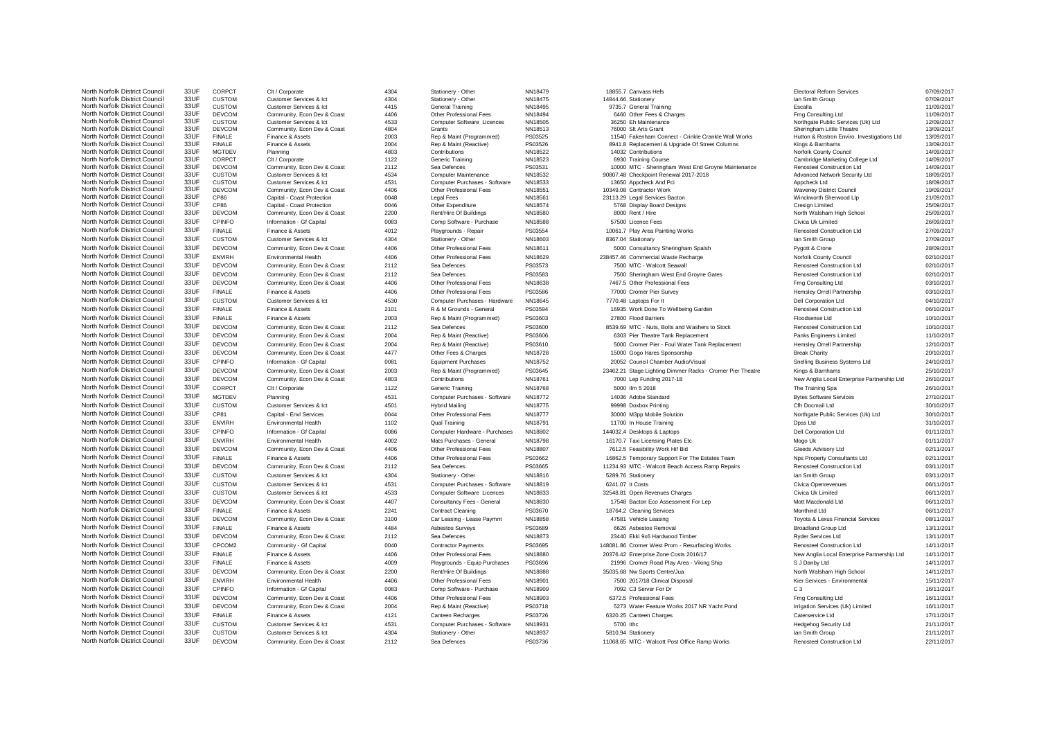| | | | | | | | | | | |
|---|---|---|---|---|---|---|---|---|---|---|
| North Norfolk District Council | 33UF | CORPCT | Clt / Corporate | 4304 | Stationery - Other | NN18479 | 18855.7 | Canvass Hefs | Electoral Reform Services | 07/09/2017 |
| North Norfolk District Council | 33UF | CUSTOM | Customer Services & Ict | 4304 | Stationery - Other | NN18475 | 14844.66 | Stationery | Ian Smith Group | 07/09/2017 |
| North Norfolk District Council | 33UF | CUSTOM | Customer Services & Ict | 4415 | General Training | NN18495 | 9735.7 | General Training | Escalla | 11/09/2017 |
| North Norfolk District Council | 33UF | DEVCOM | Community, Econ Dev & Coast | 4406 | Other Professional Fees | NN18494 | 6460 | Other Fees & Charges | Fmg Consulting Ltd | 11/09/2017 |
| North Norfolk District Council | 33UF | CUSTOM | Customer Services & Ict | 4533 | Computer Software Licences | NN18505 | 36250 | Eh Maintenance | Northgate Public Services (Uk) Ltd | 12/09/2017 |
| North Norfolk District Council | 33UF | DEVCOM | Community, Econ Dev & Coast | 4804 | Grants | NN18513 | 76000 | Slt Arts Grant | Sheringham Little Theatre | 13/09/2017 |
| North Norfolk District Council | 33UF | FINALE | Finance & Assets | 2003 | Rep & Maint (Programmed) | PS03525 | 11540 | Fakenham Connect - Crinkle Crankle Wall Works | Hutton & Rostron Enviro. Investigations Ltd | 13/09/2017 |
| North Norfolk District Council | 33UF | FINALE | Finance & Assets | 2004 | Rep & Maint (Reactive) | PS03526 | 8941.8 | Replacement & Upgrade Of Street Columns | Kings & Barnhams | 13/09/2017 |
| North Norfolk District Council | 33UF | MGTDEV | Planning | 4803 | Contributions | NN18522 | 14032 | Contributions | Norfolk County Council | 14/09/2017 |
| North Norfolk District Council | 33UF | CORPCT | Clt / Corporate | 1122 | Generic Training | NN18523 | 6930 | Training Course | Cambridge Marketing College Ltd | 14/09/2017 |
| North Norfolk District Council | 33UF | DEVCOM | Community, Econ Dev & Coast | 2112 | Sea Defences | PS03531 | 10000 | MTC - Sheringham West End Groyne Maintenance | Renosteel Construction Ltd | 14/09/2017 |
| North Norfolk District Council | 33UF | CUSTOM | Customer Services & Ict | 4534 | Computer Maintenance | NN18532 | 90807.48 | Checkpoint Renewal 2017-2018 | Advanced Network Security Ltd | 18/09/2017 |
| North Norfolk District Council | 33UF | CUSTOM | Customer Services & Ict | 4531 | Computer Purchases - Software | NN18533 | 13650 | Appcheck And Pci | Appcheck Ltd | 18/09/2017 |
| North Norfolk District Council | 33UF | DEVCOM | Community, Econ Dev & Coast | 4406 | Other Professional Fees | NN18551 | 10349.08 | Contractor Work | Waveney District Council | 19/09/2017 |
| North Norfolk District Council | 33UF | CP86 | Capital - Coast Protection | 0048 | Legal Fees | NN18561 | 23113.29 | Legal Services Bacton | Winckworth Sherwood Llp | 21/09/2017 |
| North Norfolk District Council | 33UF | CP86 | Capital - Coast Protection | 0046 | Other Expenditure | NN18574 | 5768 | Display Board Designs | Cresign Limited | 25/09/2017 |
| North Norfolk District Council | 33UF | DEVCOM | Community, Econ Dev & Coast | 2200 | Rent/Hire Of Buildings | NN18580 | 8000 | Rent / Hire | North Walsham High School | 25/09/2017 |
| North Norfolk District Council | 33UF | CPINFO | Information - Gf Capital | 0083 | Comp Software - Purchase | NN18588 | 57500 | Licence Fees | Civica Uk Limited | 26/09/2017 |
| North Norfolk District Council | 33UF | FINALE | Finance & Assets | 4012 | Playgrounds - Repair | PS03554 | 10061.7 | Play Area Painting Works | Renosteel Construction Ltd | 27/09/2017 |
| North Norfolk District Council | 33UF | CUSTOM | Customer Services & Ict | 4304 | Stationery - Other | NN18603 | 8367.04 | Stationary | Ian Smith Group | 27/09/2017 |
| North Norfolk District Council | 33UF | DEVCOM | Community, Econ Dev & Coast | 4406 | Other Professional Fees | NN18611 | 5000 | Consultancy Sheringham Splash | Pygott & Crone | 28/09/2017 |
| North Norfolk District Council | 33UF | ENVIRH | Environmental Health | 4406 | Other Professional Fees | NN18629 | 238457.46 | Commercial Waste Recharge | Norfolk County Council | 02/10/2017 |
| North Norfolk District Council | 33UF | DEVCOM | Community, Econ Dev & Coast | 2112 | Sea Defences | PS03573 | 7500 | MTC - Walcott Seawall | Renosteel Construction Ltd | 02/10/2017 |
| North Norfolk District Council | 33UF | DEVCOM | Community, Econ Dev & Coast | 2112 | Sea Defences | PS03583 | 7500 | Sheringham West End Groyne Gates | Renosteel Construction Ltd | 02/10/2017 |
| North Norfolk District Council | 33UF | DEVCOM | Community, Econ Dev & Coast | 4406 | Other Professional Fees | NN18638 | 7467.5 | Other Professional Fees | Fmg Consulting Ltd | 03/10/2017 |
| North Norfolk District Council | 33UF | FINALE | Finance & Assets | 4406 | Other Professional Fees | PS03586 | 77000 | Cromer Pier Survey | Hemsley Orrell Partnership | 03/10/2017 |
| North Norfolk District Council | 33UF | CUSTOM | Customer Services & Ict | 4530 | Computer Purchases - Hardware | NN18645 | 7770.48 | Laptops For It | Dell Corporation Ltd | 04/10/2017 |
| North Norfolk District Council | 33UF | FINALE | Finance & Assets | 2101 | R & M Grounds - General | PS03594 | 16935 | Work Done To Wellbeing Garden | Renosteel Construction Ltd | 06/10/2017 |
| North Norfolk District Council | 33UF | FINALE | Finance & Assets | 2003 | Rep & Maint (Programmed) | PS03603 | 27800 | Flood Barriers | Floodsense Ltd | 10/10/2017 |
| North Norfolk District Council | 33UF | DEVCOM | Community, Econ Dev & Coast | 2112 | Sea Defences | PS03600 | 8539.69 | MTC - Nuts, Bolts and Washers to Stock | Renosteel Construction Ltd | 10/10/2017 |
| North Norfolk District Council | 33UF | DEVCOM | Community, Econ Dev & Coast | 2004 | Rep & Maint (Reactive) | PS03606 | 6303 | Pier Theatre Tank Replacement | Panks Engineers Limited | 11/10/2017 |
| North Norfolk District Council | 33UF | DEVCOM | Community, Econ Dev & Coast | 2004 | Rep & Maint (Reactive) | PS03610 | 5000 | Cromer Pier - Foul Water Tank Replacement | Hemsley Orrell Partnership | 12/10/2017 |
| North Norfolk District Council | 33UF | DEVCOM | Community, Econ Dev & Coast | 4477 | Other Fees & Charges | NN18728 | 15000 | Gogo Hares Sponsorship | Break Charity | 20/10/2017 |
| North Norfolk District Council | 33UF | CPINFO | Information - Gf Capital | 0081 | Equipment Purchases | NN18752 | 20052 | Council Chamber Audio/Visual | Snelling Business Systems Ltd | 24/10/2017 |
| North Norfolk District Council | 33UF | DEVCOM | Community, Econ Dev & Coast | 2003 | Rep & Maint (Programmed) | PS03645 | 23462.21 | Stage Lighting Dimmer Racks - Cromer Pier Theatre | Kings & Barnhams | 25/10/2017 |
| North Norfolk District Council | 33UF | DEVCOM | Community, Econ Dev & Coast | 4803 | Contributions | NN18761 | 7000 | Lep Funding 2017-18 | New Anglia Local Enterprise Partnership Ltd | 26/10/2017 |
| North Norfolk District Council | 33UF | CORPCT | Clt / Corporate | 1122 | Generic Training | NN18768 | 5000 | Ilm 5 2018 | The Training Spa | 26/10/2017 |
| North Norfolk District Council | 33UF | MGTDEV | Planning | 4531 | Computer Purchases - Software | NN18772 | 14036 | Adobe Standard | Bytes Software Services | 27/10/2017 |
| North Norfolk District Council | 33UF | CUSTOM | Customer Services & Ict | 4501 | Hybrid Mailing | NN18775 | 99998 | Doxbox Printing | Cfh Docmail Ltd | 30/10/2017 |
| North Norfolk District Council | 33UF | CP81 | Capital - Envl Services | 0044 | Other Professional Fees | NN18777 | 30000 | M3pp Mobile Solution | Northgate Public Services (Uk) Ltd | 30/10/2017 |
| North Norfolk District Council | 33UF | ENVIRH | Environmental Health | 1102 | Qual Training | NN18791 | 11700 | In House Training | Dpss Ltd | 31/10/2017 |
| North Norfolk District Council | 33UF | CPINFO | Information - Gf Capital | 0086 | Computer Hardware - Purchases | NN18802 | 144032.4 | Desktops & Laptops | Dell Corporation Ltd | 01/11/2017 |
| North Norfolk District Council | 33UF | ENVIRH | Environmental Health | 4002 | Mats Purchases - General | NN18798 | 16170.7 | Taxi Licensing Plates Etc | Mogo Uk | 01/11/2017 |
| North Norfolk District Council | 33UF | DEVCOM | Community, Econ Dev & Coast | 4406 | Other Professional Fees | NN18807 | 7612.5 | Feasibility Work Hif Bid | Gleeds Advisory Ltd | 02/11/2017 |
| North Norfolk District Council | 33UF | FINALE | Finance & Assets | 4406 | Other Professional Fees | PS03662 | 16862.5 | Temporary Support For The Estates Team | Nps Property Consultants Ltd | 02/11/2017 |
| North Norfolk District Council | 33UF | DEVCOM | Community, Econ Dev & Coast | 2112 | Sea Defences | PS03665 | 11234.93 | MTC - Walcott Beach Access Ramp Repairs | Renosteel Construction Ltd | 03/11/2017 |
| North Norfolk District Council | 33UF | CUSTOM | Customer Services & Ict | 4304 | Stationery - Other | NN18816 | 5289.76 | Stationery | Ian Smith Group | 03/11/2017 |
| North Norfolk District Council | 33UF | CUSTOM | Customer Services & Ict | 4531 | Computer Purchases - Software | NN18819 | 6241.07 | It Costs | Civica Openrevenues | 06/11/2017 |
| North Norfolk District Council | 33UF | CUSTOM | Customer Services & Ict | 4533 | Computer Software Licences | NN18833 | 32548.81 | Open Revenues Charges | Civica Uk Limited | 06/11/2017 |
| North Norfolk District Council | 33UF | DEVCOM | Community, Econ Dev & Coast | 4407 | Consultancy Fees - General | NN18830 | 17548 | Bacton Eco Assessment For Lep | Mott Macdonald Ltd | 06/11/2017 |
| North Norfolk District Council | 33UF | FINALE | Finance & Assets | 2241 | Contract Cleaning | PS03670 | 18764.2 | Cleaning Services | Monthind Ltd | 06/11/2017 |
| North Norfolk District Council | 33UF | DEVCOM | Community, Econ Dev & Coast | 3100 | Car Leasing - Lease Paymnt | NN18858 | 47581 | Vehicle Leasing | Toyota & Lexus Financial Services | 08/11/2017 |
| North Norfolk District Council | 33UF | FINALE | Finance & Assets | 4484 | Asbestos Surveys | PS03689 | 6626 | Asbestos Removal | Broadland Group Ltd | 13/11/2017 |
| North Norfolk District Council | 33UF | DEVCOM | Community, Econ Dev & Coast | 2112 | Sea Defences | NN18873 | 23440 | Ekki 9x6 Hardwood Timber | Ryder Services Ltd | 13/11/2017 |
| North Norfolk District Council | 33UF | CPCOM2 | Community - Gf Capital | 0040 | Contractor Payments | PS03695 | 148081.86 | Cromer West Prom - Resurfacing Works | Renosteel Construction Ltd | 14/11/2017 |
| North Norfolk District Council | 33UF | FINALE | Finance & Assets | 4406 | Other Professional Fees | NN18880 | 20376.42 | Enterprise Zone Costs 2016/17 | New Anglia Local Enterprise Partnership Ltd | 14/11/2017 |
| North Norfolk District Council | 33UF | FINALE | Finance & Assets | 4009 | Playgrounds - Equip Purchases | PS03696 | 21996 | Cromer Road Play Area - Viking Ship | S J Danby Ltd | 14/11/2017 |
| North Norfolk District Council | 33UF | DEVCOM | Community, Econ Dev & Coast | 2200 | Rent/Hire Of Buildings | NN18888 | 35035.68 | Nw Sports Centre/Jua | North Walsham High School | 14/11/2017 |
| North Norfolk District Council | 33UF | ENVIRH | Environmental Health | 4406 | Other Professional Fees | NN18901 | 7500 | 2017/18 Clinical Disposal | Kier Services - Environmental | 15/11/2017 |
| North Norfolk District Council | 33UF | CPINFO | Information - Gf Capital | 0083 | Comp Software - Purchase | NN18909 | 7092 | C3 Server For Dr | C 3 | 16/11/2017 |
| North Norfolk District Council | 33UF | DEVCOM | Community, Econ Dev & Coast | 4406 | Other Professional Fees | NN18903 | 6372.5 | Professional Fees | Fmg Consulting Ltd | 16/11/2017 |
| North Norfolk District Council | 33UF | DEVCOM | Community, Econ Dev & Coast | 2004 | Rep & Maint (Reactive) | PS03718 | 5273 | Water Feature Works 2017 NR Yacht Pond | Irrigation Services (Uk) Limited | 16/11/2017 |
| North Norfolk District Council | 33UF | FINALE | Finance & Assets | 4121 | Canteen Recharges | PS03726 | 6320.25 | Canteen Charges | Caterservice Ltd | 17/11/2017 |
| North Norfolk District Council | 33UF | CUSTOM | Customer Services & Ict | 4531 | Computer Purchases - Software | NN18931 | 5700 | Ithc | Hedgehog Security Ltd | 21/11/2017 |
| North Norfolk District Council | 33UF | CUSTOM | Customer Services & Ict | 4304 | Stationery - Other | NN18937 | 5810.94 | Stationery | Ian Smith Group | 21/11/2017 |
| North Norfolk District Council | 33UF | DEVCOM | Community, Econ Dev & Coast | 2112 | Sea Defences | PS03736 | 11068.65 | MTC - Walcott Post Office Ramp Works | Renosteel Construction Ltd | 22/11/2017 |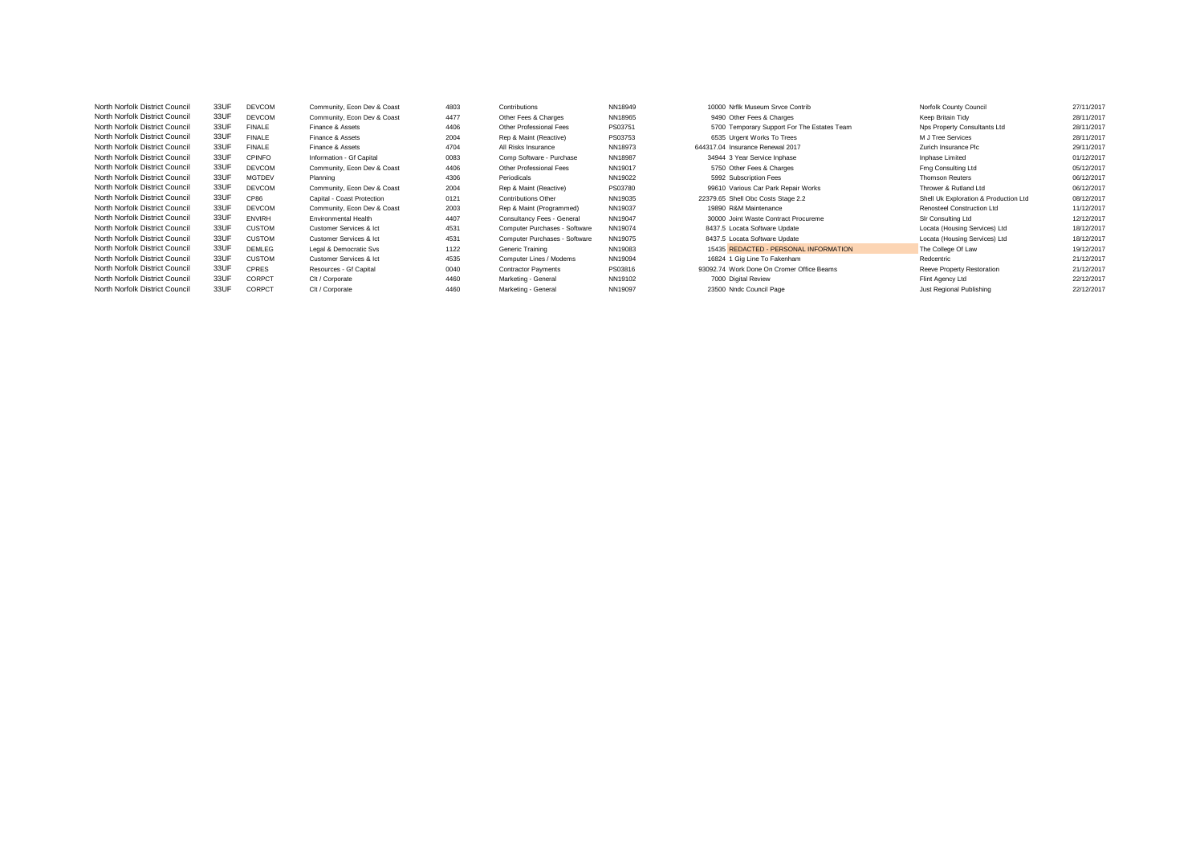| | | | | | | | | | | |
|---|---|---|---|---|---|---|---|---|---|---|
| North Norfolk District Council | 33UF | DEVCOM | Community, Econ Dev & Coast | 4803 | Contributions | NN18949 | 10000 | Nrflk Museum Srvce Contrib | Norfolk County Council | 27/11/2017 |
| North Norfolk District Council | 33UF | DEVCOM | Community, Econ Dev & Coast | 4477 | Other Fees & Charges | NN18965 | 9490 | Other Fees & Charges | Keep Britain Tidy | 28/11/2017 |
| North Norfolk District Council | 33UF | FINALE | Finance & Assets | 4406 | Other Professional Fees | PS03751 | 5700 | Temporary Support For The Estates Team | Nps Property Consultants Ltd | 28/11/2017 |
| North Norfolk District Council | 33UF | FINALE | Finance & Assets | 2004 | Rep & Maint (Reactive) | PS03753 | 6535 | Urgent Works To Trees | M J Tree Services | 28/11/2017 |
| North Norfolk District Council | 33UF | FINALE | Finance & Assets | 4704 | All Risks Insurance | NN18973 | 644317.04 | Insurance Renewal 2017 | Zurich Insurance Plc | 29/11/2017 |
| North Norfolk District Council | 33UF | CPINFO | Information - Gf Capital | 0083 | Comp Software - Purchase | NN18987 | 34944 | 3 Year Service Inphase | Inphase Limited | 01/12/2017 |
| North Norfolk District Council | 33UF | DEVCOM | Community, Econ Dev & Coast | 4406 | Other Professional Fees | NN19017 | 5750 | Other Fees & Charges | Fmg Consulting Ltd | 05/12/2017 |
| North Norfolk District Council | 33UF | MGTDEV | Planning | 4306 | Periodicals | NN19022 | 5992 | Subscription Fees | Thomson Reuters | 06/12/2017 |
| North Norfolk District Council | 33UF | DEVCOM | Community, Econ Dev & Coast | 2004 | Rep & Maint (Reactive) | PS03780 | 99610 | Various Car Park Repair Works | Thrower & Rutland Ltd | 06/12/2017 |
| North Norfolk District Council | 33UF | CP86 | Capital - Coast Protection | 0121 | Contributions Other | NN19035 | 22379.65 | Shell Obc Costs Stage 2.2 | Shell Uk Exploration & Production Ltd | 08/12/2017 |
| North Norfolk District Council | 33UF | DEVCOM | Community, Econ Dev & Coast | 2003 | Rep & Maint (Programmed) | NN19037 | 19890 | R&M Maintenance | Renosteel Construction Ltd | 11/12/2017 |
| North Norfolk District Council | 33UF | ENVIRH | Environmental Health | 4407 | Consultancy Fees - General | NN19047 | 30000 | Joint Waste Contract Procureme | Slr Consulting Ltd | 12/12/2017 |
| North Norfolk District Council | 33UF | CUSTOM | Customer Services & Ict | 4531 | Computer Purchases - Software | NN19074 | 8437.5 | Locata Software Update | Locata (Housing Services) Ltd | 18/12/2017 |
| North Norfolk District Council | 33UF | CUSTOM | Customer Services & Ict | 4531 | Computer Purchases - Software | NN19075 | 8437.5 | Locata Software Update | Locata (Housing Services) Ltd | 18/12/2017 |
| North Norfolk District Council | 33UF | DEMLEG | Legal & Democratic Svs | 1122 | Generic Training | NN19083 | 15435 | REDACTED - PERSONAL INFORMATION | The College Of Law | 19/12/2017 |
| North Norfolk District Council | 33UF | CUSTOM | Customer Services & Ict | 4535 | Computer Lines / Modems | NN19094 | 16824 | 1 Gig Line To Fakenham | Redcentric | 21/12/2017 |
| North Norfolk District Council | 33UF | CPRES | Resources - Gf Capital | 0040 | Contractor Payments | PS03816 | 93092.74 | Work Done On Cromer Office Beams | Reeve Property Restoration | 21/12/2017 |
| North Norfolk District Council | 33UF | CORPCT | Clt / Corporate | 4460 | Marketing - General | NN19102 | 7000 | Digital Review | Flint Agency Ltd | 22/12/2017 |
| North Norfolk District Council | 33UF | CORPCT | Clt / Corporate | 4460 | Marketing - General | NN19097 | 23500 | Nndc Council Page | Just Regional Publishing | 22/12/2017 |